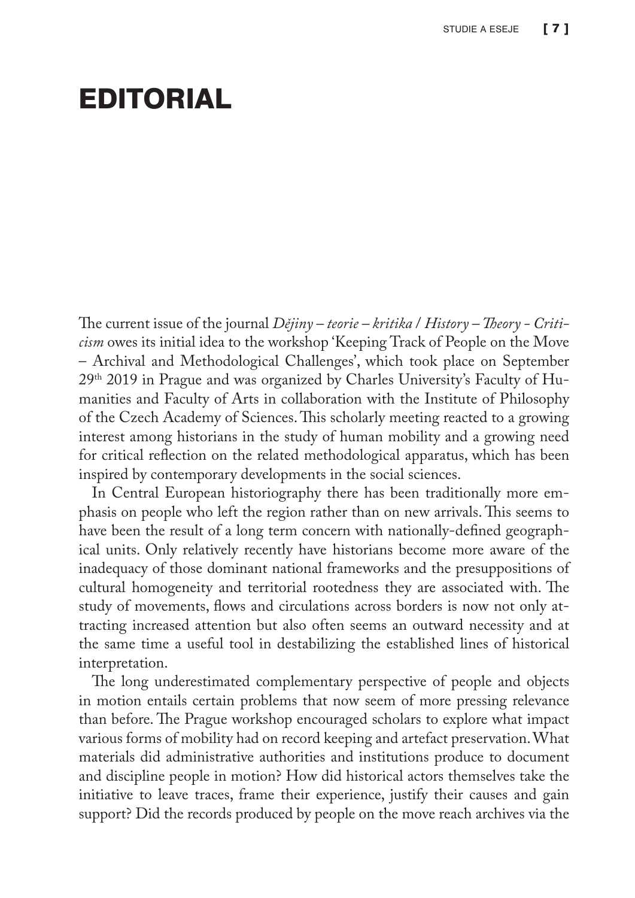# EDITORIAL

The current issue of the journal *Dějiny – teorie – kritika / History – Theory - Criticism* owes its initial idea to the workshop 'Keeping Track of People on the Move – Archival and Methodological Challenges', which took place on September 29th 2019 in Prague and was organized by Charles University's Faculty of Humanities and Faculty of Arts in collaboration with the Institute of Philosophy of the Czech Academy of Sciences. This scholarly meeting reacted to a growing interest among historians in the study of human mobility and a growing need for critical reflection on the related methodological apparatus, which has been inspired by contemporary developments in the social sciences.

In Central European historiography there has been traditionally more emphasis on people who left the region rather than on new arrivals. This seems to have been the result of a long term concern with nationally-defined geographical units. Only relatively recently have historians become more aware of the inadequacy of those dominant national frameworks and the presuppositions of cultural homogeneity and territorial rootedness they are associated with. The study of movements, flows and circulations across borders is now not only attracting increased attention but also often seems an outward necessity and at the same time a useful tool in destabilizing the established lines of historical interpretation.

The long underestimated complementary perspective of people and objects in motion entails certain problems that now seem of more pressing relevance than before. The Prague workshop encouraged scholars to explore what impact various forms of mobility had on record keeping and artefact preservation. What materials did administrative authorities and institutions produce to document and discipline people in motion? How did historical actors themselves take the initiative to leave traces, frame their experience, justify their causes and gain support? Did the records produced by people on the move reach archives via the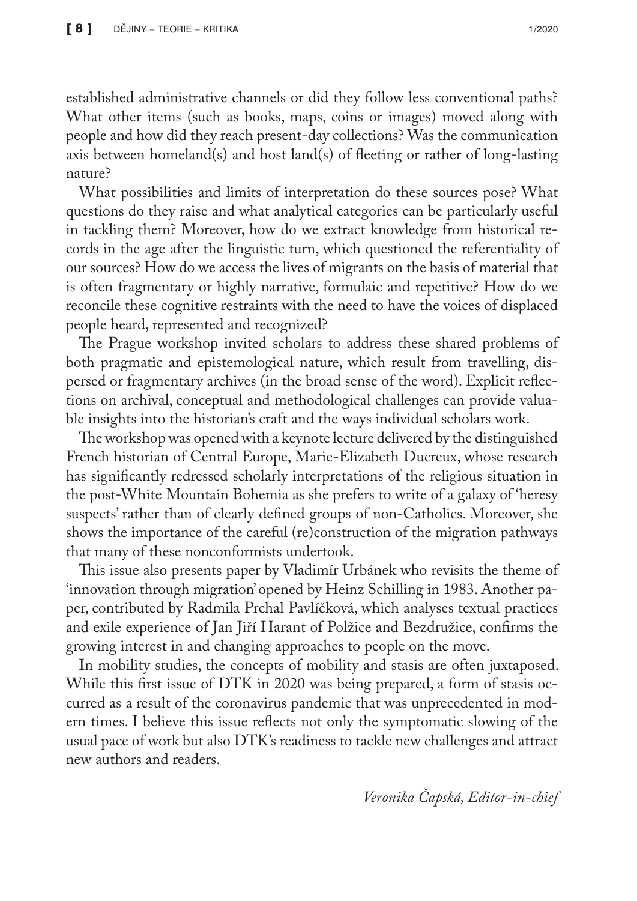established administrative channels or did they follow less conventional paths? What other items (such as books, maps, coins or images) moved along with people and how did they reach present-day collections? Was the communication axis between homeland(s) and host land(s) of fleeting or rather of long-lasting nature?

What possibilities and limits of interpretation do these sources pose? What questions do they raise and what analytical categories can be particularly useful in tackling them? Moreover, how do we extract knowledge from historical records in the age after the linguistic turn, which questioned the referentiality of our sources? How do we access the lives of migrants on the basis of material that is often fragmentary or highly narrative, formulaic and repetitive? How do we reconcile these cognitive restraints with the need to have the voices of displaced people heard, represented and recognized?

The Prague workshop invited scholars to address these shared problems of both pragmatic and epistemological nature, which result from travelling, dispersed or fragmentary archives (in the broad sense of the word). Explicit reflections on archival, conceptual and methodological challenges can provide valuable insights into the historian's craft and the ways individual scholars work.

The workshop was opened with a keynote lecture delivered by the distinguished French historian of Central Europe, Marie-Elizabeth Ducreux, whose research has significantly redressed scholarly interpretations of the religious situation in the post-White Mountain Bohemia as she prefers to write of a galaxy of 'heresy suspects' rather than of clearly defined groups of non-Catholics. Moreover, she shows the importance of the careful (re)construction of the migration pathways that many of these nonconformists undertook.

This issue also presents paper by Vladimír Urbánek who revisits the theme of 'innovation through migration' opened by Heinz Schilling in 1983. Another paper, contributed by Radmila Prchal Pavlíčková, which analyses textual practices and exile experience of Jan Jiří Harant of Polžice and Bezdružice, confirms the growing interest in and changing approaches to people on the move.

In mobility studies, the concepts of mobility and stasis are often juxtaposed. While this first issue of DTK in 2020 was being prepared, a form of stasis occurred as a result of the coronavirus pandemic that was unprecedented in modern times. I believe this issue reflects not only the symptomatic slowing of the usual pace of work but also DTK's readiness to tackle new challenges and attract new authors and readers.

*Veronika Čapská, Editor-in-chief*